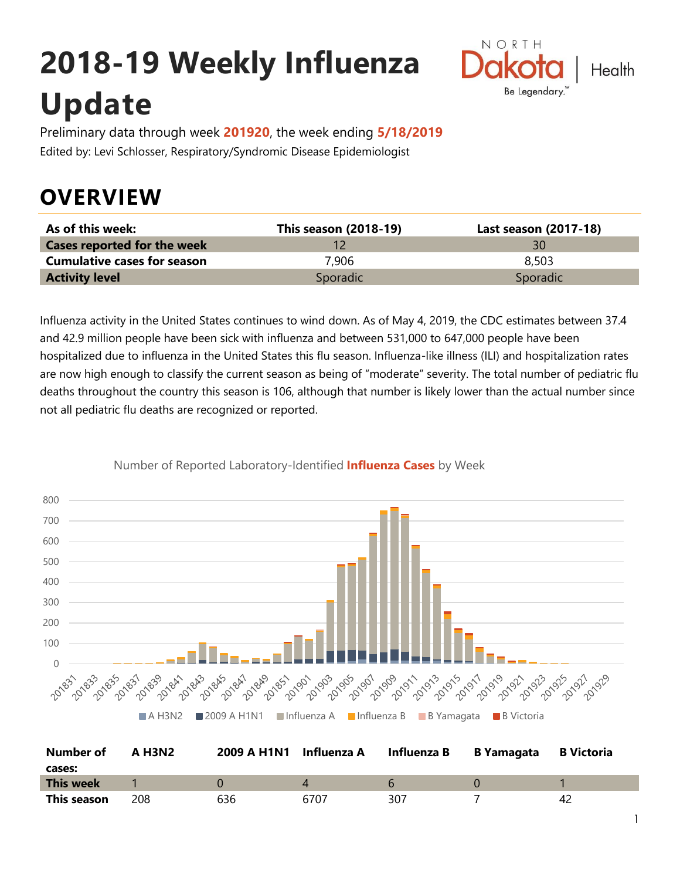# 2018-19 Weekly Influenza Update

Preliminary data through week **201920**, the week ending **5/18/2019**

Edited by: Levi Schlosser, Respiratory/Syndromic Disease Epidemiologist

## OVERVIEW

| As of this week: | This season (2018-19) | Last season (2017-18) |
|---|---|---|
| **Cases reported for the week** | 12 | 30 |
| **Cumulative cases for season** | 7,906 | 8,503 |
| **Activity level** | Sporadic | Sporadic |

Influenza activity in the United States continues to wind down. As of May 4, 2019, the CDC estimates between 37.4 and 42.9 million people have been sick with influenza and between 531,000 to 647,000 people have been hospitalized due to influenza in the United States this flu season. Influenza-like illness (ILI) and hospitalization rates are now high enough to classify the current season as being of "moderate" severity. The total number of pediatric flu deaths throughout the country this season is 106, although that number is likely lower than the actual number since not all pediatric flu deaths are recognized or reported.

Number of Reported Laboratory-Identified **Influenza Cases** by Week

| Number of cases: | A H3N2 | 2009 A H1N1 | Influenza A | Influenza B | B Yamagata | B Victoria |
|---|---|---|---|---|---|---|
| **This week** | 1 | 0 | 4 | 6 | 0 | 1 |
| **This season** | 208 | 636 | 6707 | 307 | 7 | 42 |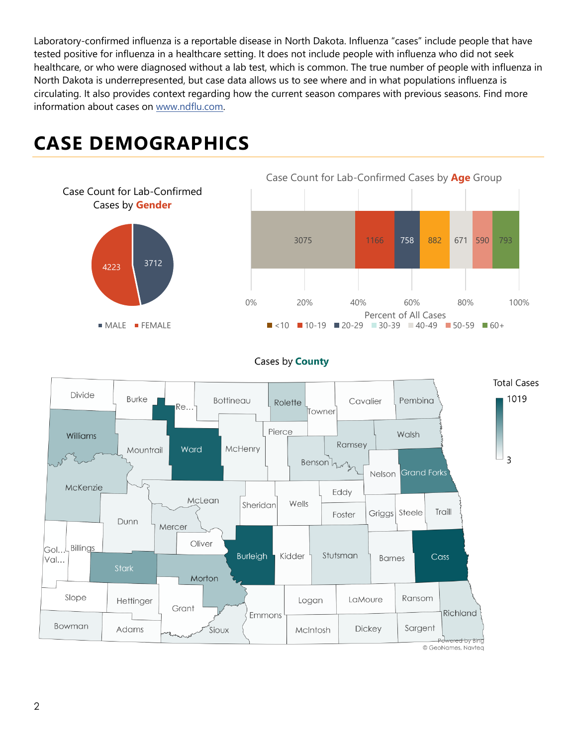Laboratory-confirmed influenza is a reportable disease in North Dakota. Influenza "cases" include people that have tested positive for influenza in a healthcare setting. It does not include people with influenza who did not seek healthcare, or who were diagnosed without a lab test, which is common. The true number of people with influenza in North Dakota is underrepresented, but case data allows us to see where and in what populations influenza is circulating. It also provides context regarding how the current season compares with previous seasons. Find more information about cases on [www.ndflu.com](http://www.ndflu.com).

# CASE DEMOGRAPHICS

**Case Count for Lab-Confirmed Cases by Gender**

| Gender | Cases |
|---|---|
| MALE | 3712 |
| FEMALE | 4223 |

**Case Count for Lab-Confirmed Cases by Age Group**

| Age Group | Cases |
|---|---|
| <10 | 3075 |
| 10-19 | 1166 |
| 20-29 | 758 |
| 30-39 | 882 |
| 40-49 | 671 |
| 50-59 | 590 |
| 60+ | 793 |

Percent of All Cases: 0%, 20%, 40%, 60%, 80%, 100%

**Cases by County**

Total Cases: 3 – 1019

Divide, Burke, Re..., Bottineau, Rolette, Towner, Cavalier, Pembina, Williams, Mountrail, Ward, McHenry, Pierce, Ramsey, Walsh, Benson, Nelson, Grand Forks, McKenzie, McLean, Sheridan, Wells, Eddy, Foster, Griggs, Steele, Traill, Dunn, Mercer, Oliver, Gol... Val..., Billings, Stark, Morton, Burleigh, Kidder, Stutsman, Barnes, Cass, Slope, Hettinger, Grant, Emmons, Logan, LaMoure, Ransom, Richland, Bowman, Adams, Sioux, McIntosh, Dickey, Sargent

Powered by Bing
© GeoNames, Navteq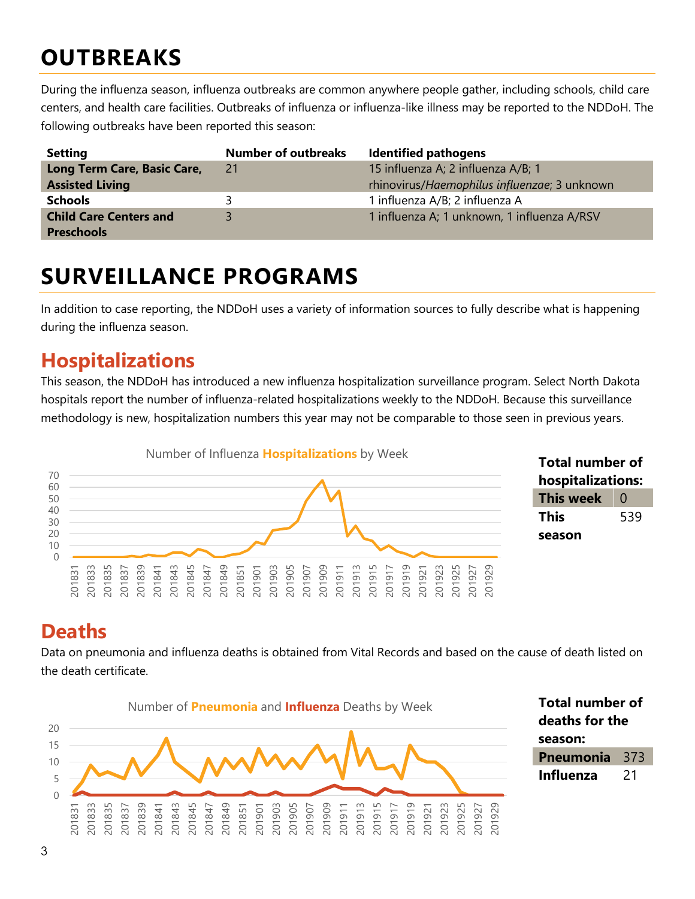# OUTBREAKS

During the influenza season, influenza outbreaks are common anywhere people gather, including schools, child care centers, and health care facilities. Outbreaks of influenza or influenza-like illness may be reported to the NDDoH. The following outbreaks have been reported this season:

| Setting | Number of outbreaks | Identified pathogens |
|---|---|---|
| **Long Term Care, Basic Care, Assisted Living** | 21 | 15 influenza A; 2 influenza A/B; 1 rhinovirus/*Haemophilus influenzae*; 3 unknown |
| **Schools** | 3 | 1 influenza A/B; 2 influenza A |
| **Child Care Centers and Preschools** | 3 | 1 influenza A; 1 unknown, 1 influenza A/RSV |

# SURVEILLANCE PROGRAMS

In addition to case reporting, the NDDoH uses a variety of information sources to fully describe what is happening during the influenza season.

## Hospitalizations

This season, the NDDoH has introduced a new influenza hospitalization surveillance program. Select North Dakota hospitals report the number of influenza-related hospitalizations weekly to the NDDoH. Because this surveillance methodology is new, hospitalization numbers this year may not be comparable to those seen in previous years.

Number of Influenza **Hospitalizations** by Week

| Total number of hospitalizations: | |
|---|---|
| **This week** | 0 |
| **This season** | 539 |

## Deaths

Data on pneumonia and influenza deaths is obtained from Vital Records and based on the cause of death listed on the death certificate.

Number of **Pneumonia** and **Influenza** Deaths by Week

| Total number of deaths for the season: | |
|---|---|
| **Pneumonia** | 373 |
| **Influenza** | 21 |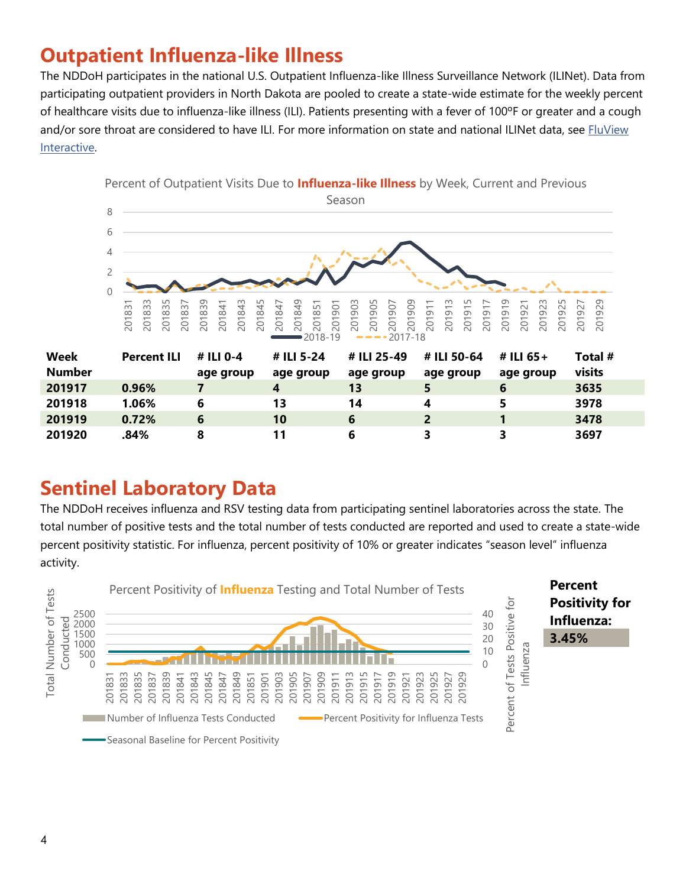## Outpatient Influenza-like Illness

The NDDoH participates in the national U.S. Outpatient Influenza-like Illness Surveillance Network (ILINet). Data from participating outpatient providers in North Dakota are pooled to create a state-wide estimate for the weekly percent of healthcare visits due to influenza-like illness (ILI). Patients presenting with a fever of 100ºF or greater and a cough and/or sore throat are considered to have ILI. For more information on state and national ILINet data, see FluView Interactive.

Percent of Outpatient Visits Due to **Influenza-like Illness** by Week, Current and Previous Season

| Week Number | Percent ILI | # ILI 0-4 age group | # ILI 5-24 age group | # ILI 25-49 age group | # ILI 50-64 age group | # ILI 65+ age group | Total # visits |
|---|---|---|---|---|---|---|---|
| 201917 | 0.96% | 7 | 4 | 13 | 5 | 6 | 3635 |
| 201918 | 1.06% | 6 | 13 | 14 | 4 | 5 | 3978 |
| 201919 | 0.72% | 6 | 10 | 6 | 2 | 1 | 3478 |
| 201920 | .84% | 8 | 11 | 6 | 3 | 3 | 3697 |

## Sentinel Laboratory Data

The NDDoH receives influenza and RSV testing data from participating sentinel laboratories across the state. The total number of positive tests and the total number of tests conducted are reported and used to create a state-wide percent positivity statistic. For influenza, percent positivity of 10% or greater indicates "season level" influenza activity.

Percent Positivity of **Influenza** Testing and Total Number of Tests

**Percent Positivity for Influenza:**

**3.45%**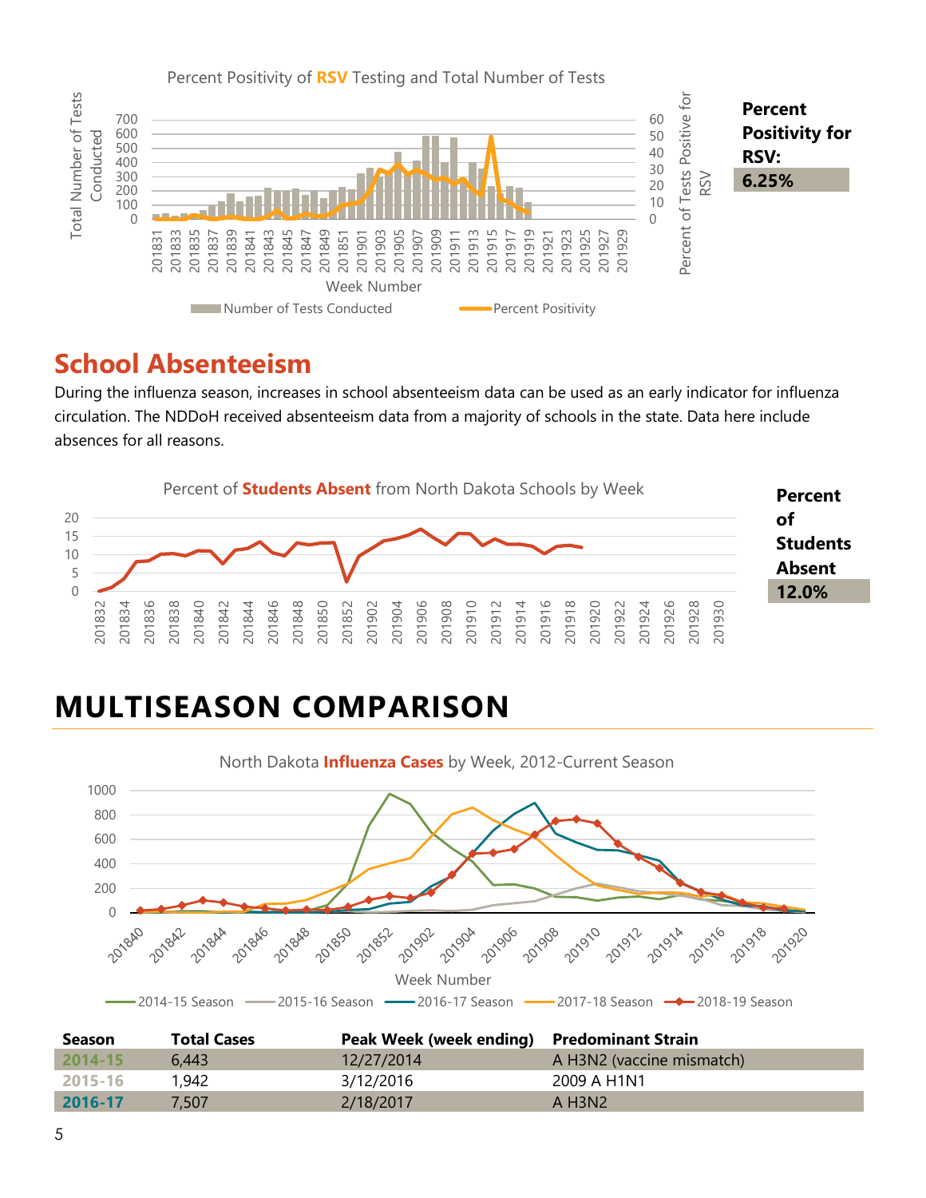Percent Positivity of **RSV** Testing and Total Number of Tests

**Percent Positivity for RSV: 6.25%**

## School Absenteeism

During the influenza season, increases in school absenteeism data can be used as an early indicator for influenza circulation. The NDDoH received absenteeism data from a majority of schools in the state. Data here include absences for all reasons.

Percent of **Students Absent** from North Dakota Schools by Week

**Percent of Students Absent 12.0%**

# MULTISEASON COMPARISON

North Dakota **Influenza Cases** by Week, 2012-Current Season

| Season | Total Cases | Peak Week (week ending) | Predominant Strain |
|---|---|---|---|
| 2014-15 | 6,443 | 12/27/2014 | A H3N2 (vaccine mismatch) |
| 2015-16 | 1,942 | 3/12/2016 | 2009 A H1N1 |
| 2016-17 | 7,507 | 2/18/2017 | A H3N2 |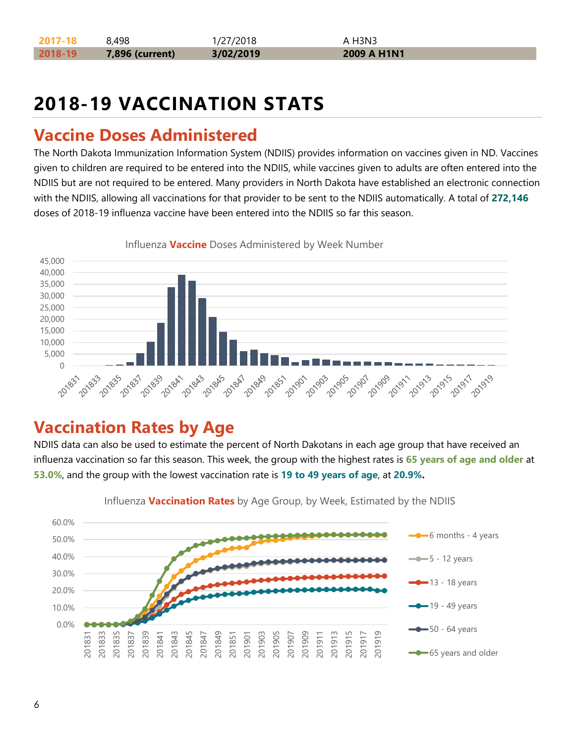| | | | |
|---|---|---|---|
| 2017-18 | 8,498 | 1/27/2018 | A H3N3 |
| **2018-19** | **7,896 (current)** | **3/02/2019** | **2009 A H1N1** |

# 2018-19 VACCINATION STATS

## Vaccine Doses Administered

The North Dakota Immunization Information System (NDIIS) provides information on vaccines given in ND. Vaccines given to children are required to be entered into the NDIIS, while vaccines given to adults are often entered into the NDIIS but are not required to be entered. Many providers in North Dakota have established an electronic connection with the NDIIS, allowing all vaccinations for that provider to be sent to the NDIIS automatically. A total of **272,146** doses of 2018-19 influenza vaccine have been entered into the NDIIS so far this season.

Influenza **Vaccine** Doses Administered by Week Number

45,000
40,000
35,000
30,000
25,000
20,000
15,000
10,000
5,000
0

201831 201833 201835 201837 201839 201841 201843 201845 201847 201849 201851 201901 201903 201905 201907 201909 201911 201913 201915 201917 201919

## Vaccination Rates by Age

NDIIS data can also be used to estimate the percent of North Dakotans in each age group that have received an influenza vaccination so far this season. This week, the group with the highest rates is **65 years of age and older** at **53.0%**, and the group with the lowest vaccination rate is **19 to 49 years of age**, at **20.9%.**

Influenza **Vaccination Rates** by Age Group, by Week, Estimated by the NDIIS

60.0%
50.0%
40.0%
30.0%
20.0%
10.0%
0.0%

201831 201833 201835 201837 201839 201841 201843 201845 201847 201849 201851 201901 201903 201905 201907 201909 201911 201913 201915 201917 201919

6 months - 4 years
5 - 12 years
13 - 18 years
19 - 49 years
50 - 64 years
65 years and older